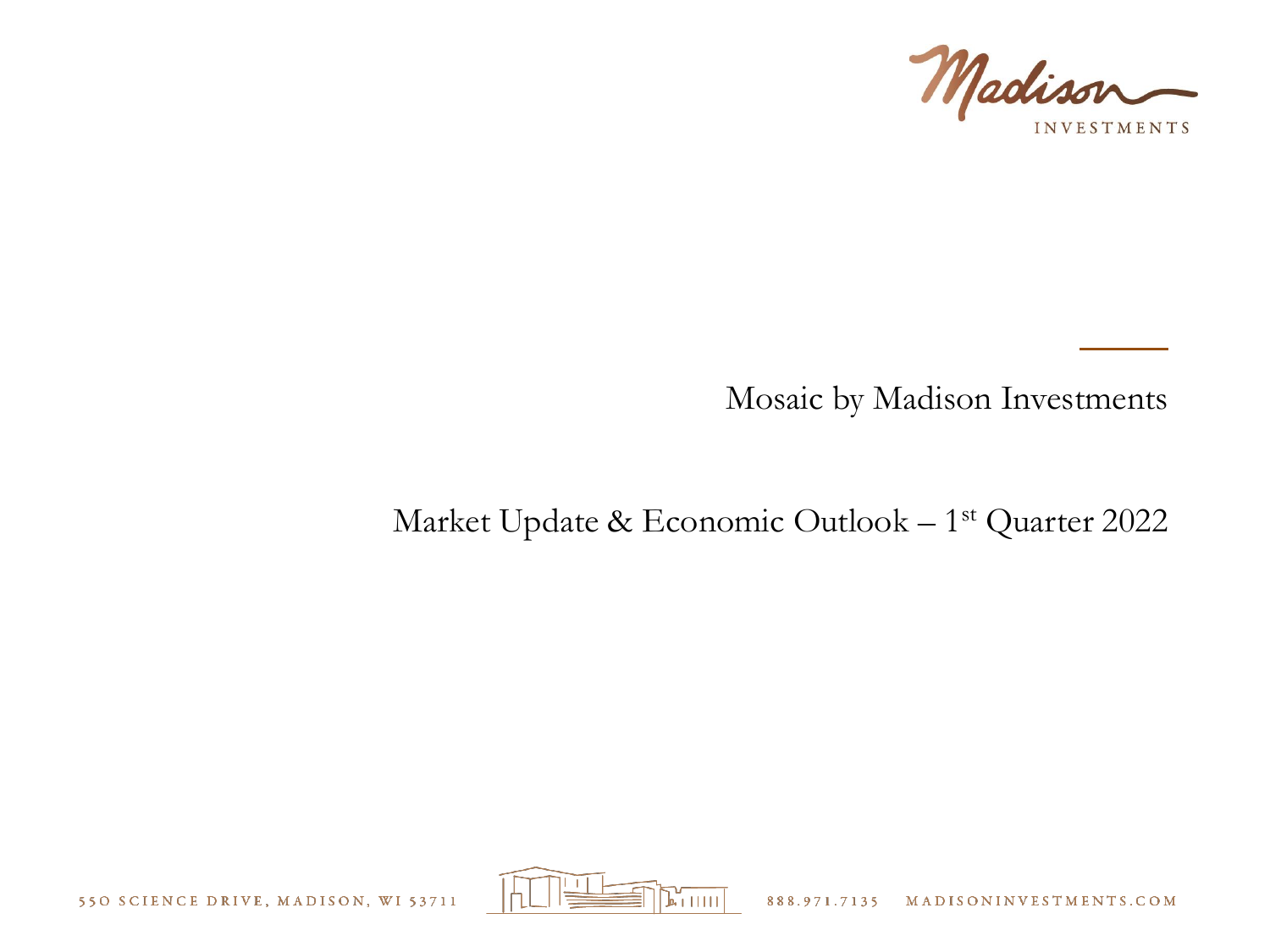Madison INVESTMENTS

# Mosaic by Madison Investments

## Market Update & Economic Outlook – 1st Quarter 2022

550 SCIENCE DRIVE, MADISON, WI 53711 888.971.7135 MADISONINVESTMENTS.COM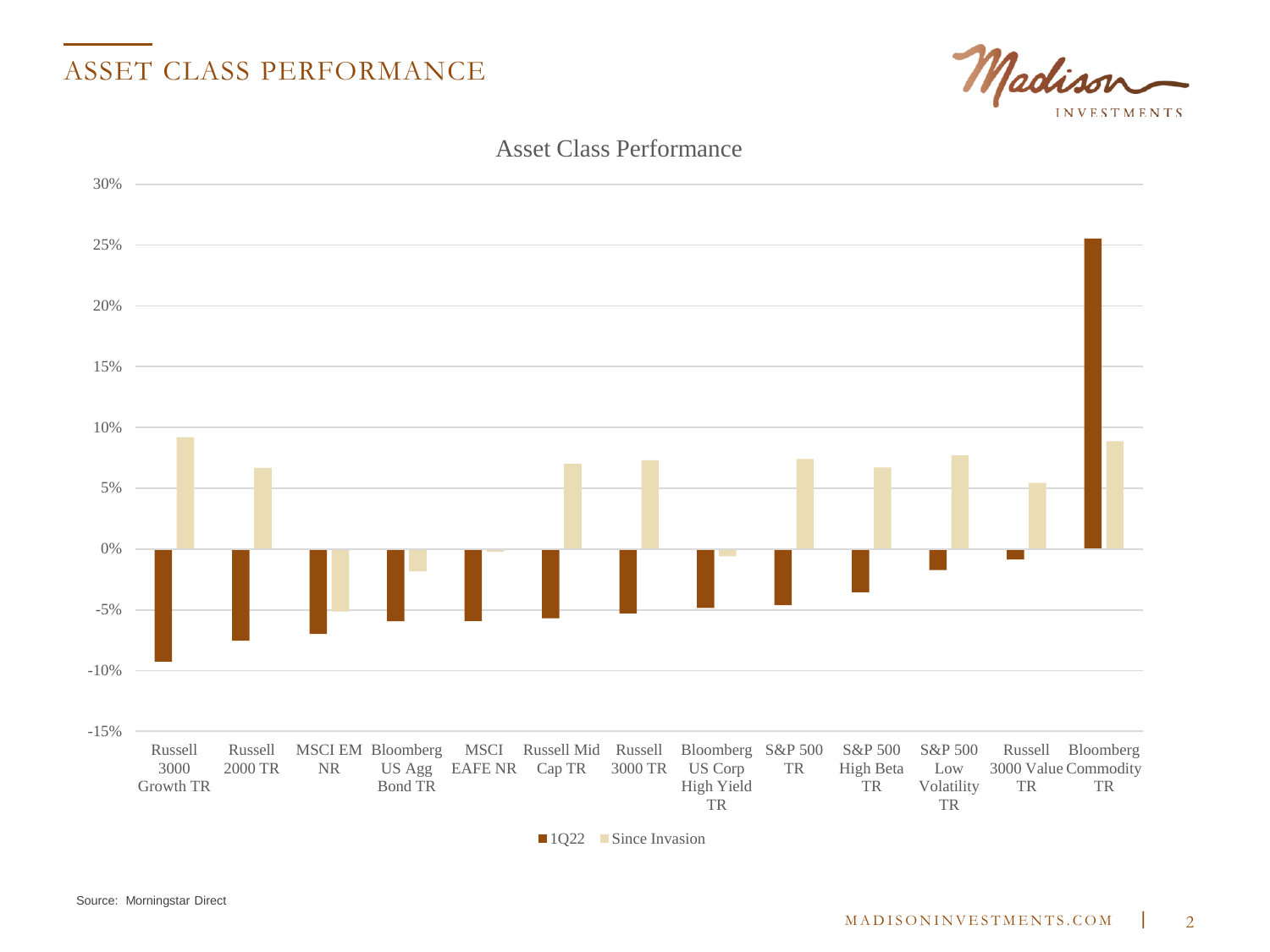# ASSET CLASS PERFORMANCE

## Asset Class Performance

| Asset Class | 1Q22 | Since Invasion |
|---|---|---|
| Russell 3000 Growth TR | -9.2% | 9.2% |
| Russell 2000 TR | -7.5% | 6.7% |
| MSCI EM NR | -7.0% | -5.1% |
| Bloomberg US Agg Bond TR | -5.9% | -1.8% |
| MSCI EAFE NR | -5.9% | -0.2% |
| Russell Mid Cap TR | -5.7% | 7.0% |
| Russell 3000 TR | -5.3% | 7.3% |
| Bloomberg US Corp High Yield TR | -4.8% | -0.6% |
| S&P 500 TR | -4.6% | 7.4% |
| S&P 500 High Beta TR | -3.5% | 6.7% |
| S&P 500 Low Volatility TR | -1.7% | 7.7% |
| Russell 3000 Value TR | -0.8% | 5.4% |
| Bloomberg Commodity TR | 25.5% | 8.8% |

Source: Morningstar Direct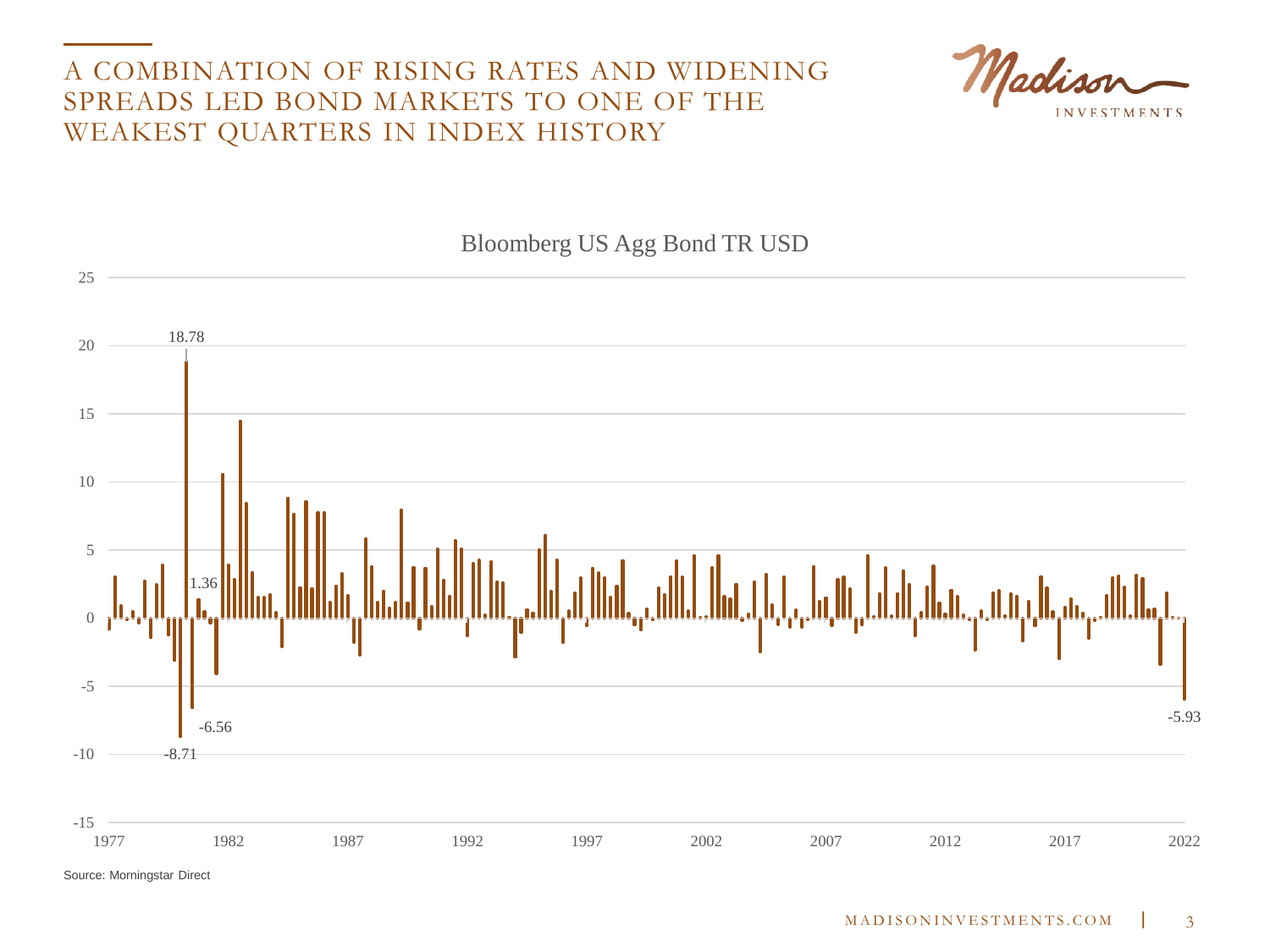# A COMBINATION OF RISING RATES AND WIDENING SPREADS LED BOND MARKETS TO ONE OF THE WEAKEST QUARTERS IN INDEX HISTORY

Bloomberg US Agg Bond TR USD

Source: Morningstar Direct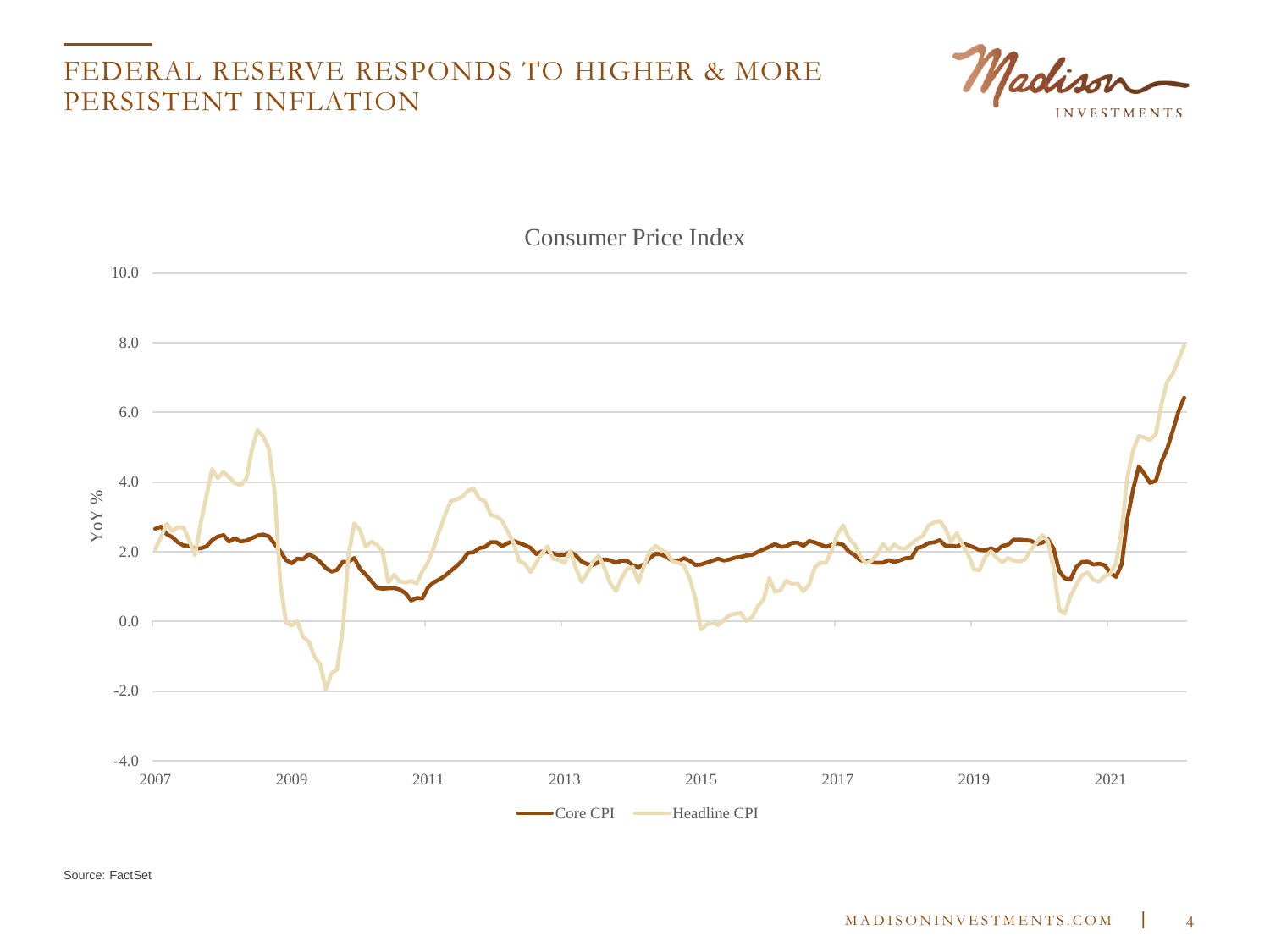# FEDERAL RESERVE RESPONDS TO HIGHER & MORE PERSISTENT INFLATION

Consumer Price Index

YoY %

10.0
8.0
6.0
4.0
2.0
0.0
-2.0
-4.0

2007 2009 2011 2013 2015 2017 2019 2021

Core CPI — Headline CPI

Source: FactSet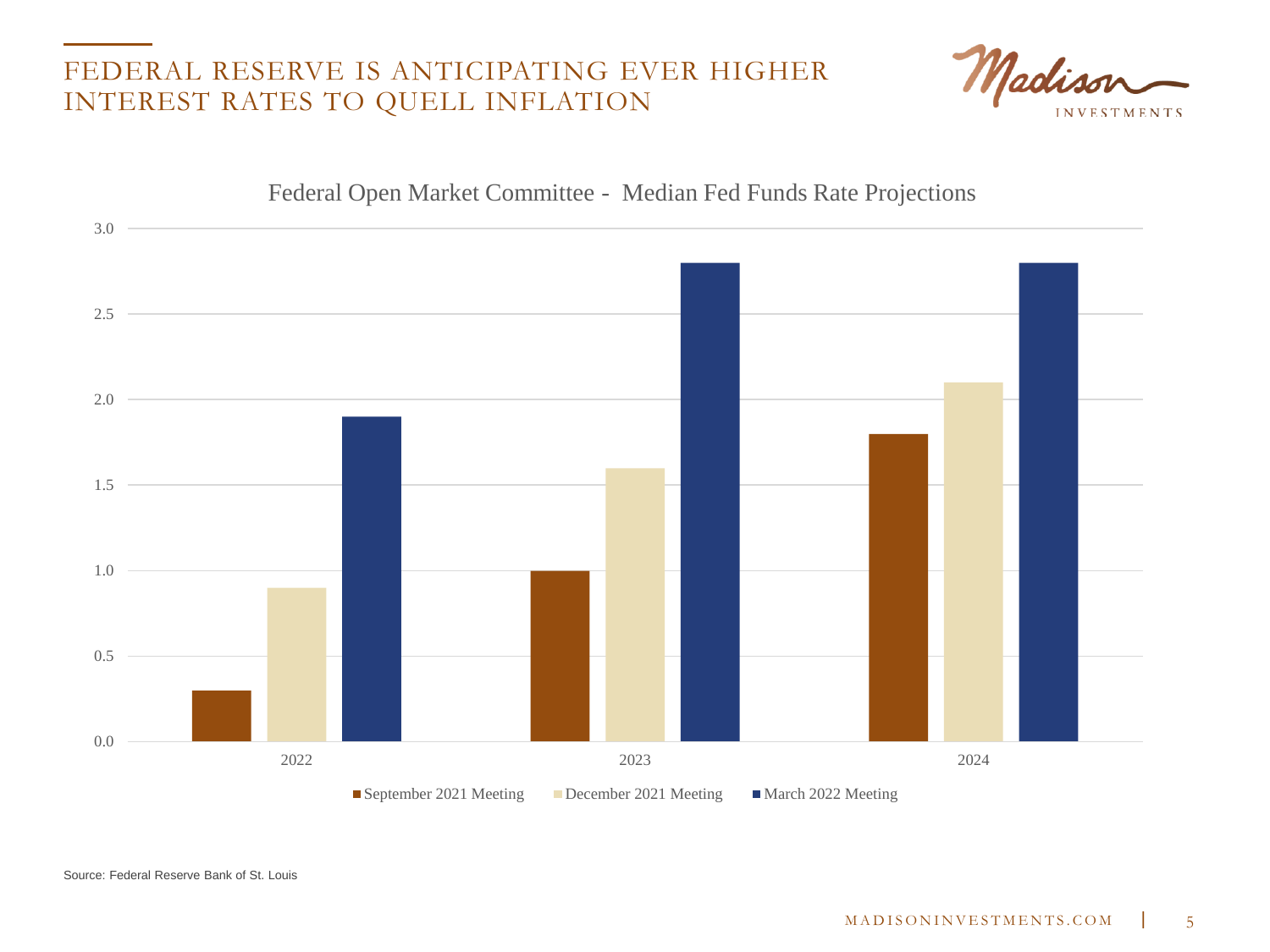# FEDERAL RESERVE IS ANTICIPATING EVER HIGHER INTEREST RATES TO QUELL INFLATION

Federal Open Market Committee - Median Fed Funds Rate Projections

| | September 2021 Meeting | December 2021 Meeting | March 2022 Meeting |
|---|---|---|---|
| 2022 | 0.3 | 0.9 | 1.9 |
| 2023 | 1.0 | 1.6 | 2.8 |
| 2024 | 1.8 | 2.1 | 2.8 |

Source: Federal Reserve Bank of St. Louis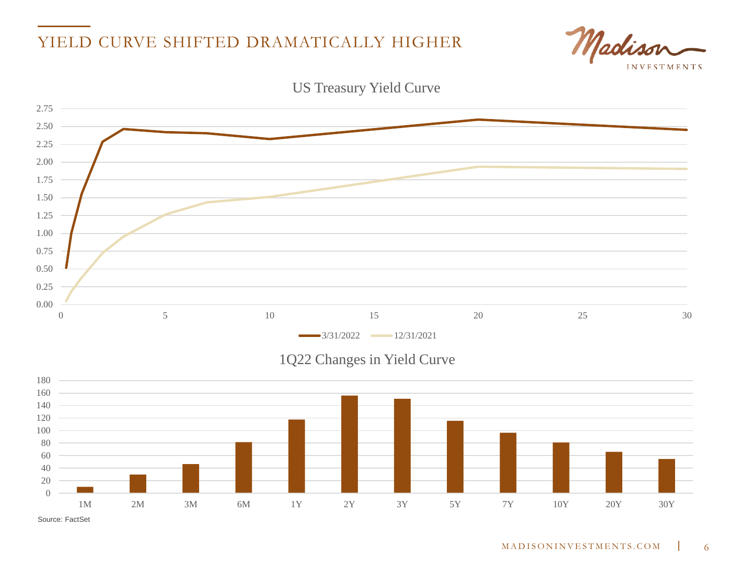# YIELD CURVE SHIFTED DRAMATICALLY HIGHER

US Treasury Yield Curve

3/31/2022 | 12/31/2021

1Q22 Changes in Yield Curve

| 1M | 2M | 3M | 6M | 1Y | 2Y | 3Y | 5Y | 7Y | 10Y | 20Y | 30Y |
|---|---|---|---|---|---|---|---|---|---|---|---|
| 10 | 30 | 47 | 81 | 118 | 156 | 151 | 116 | 97 | 81 | 66 | 55 |

Source: FactSet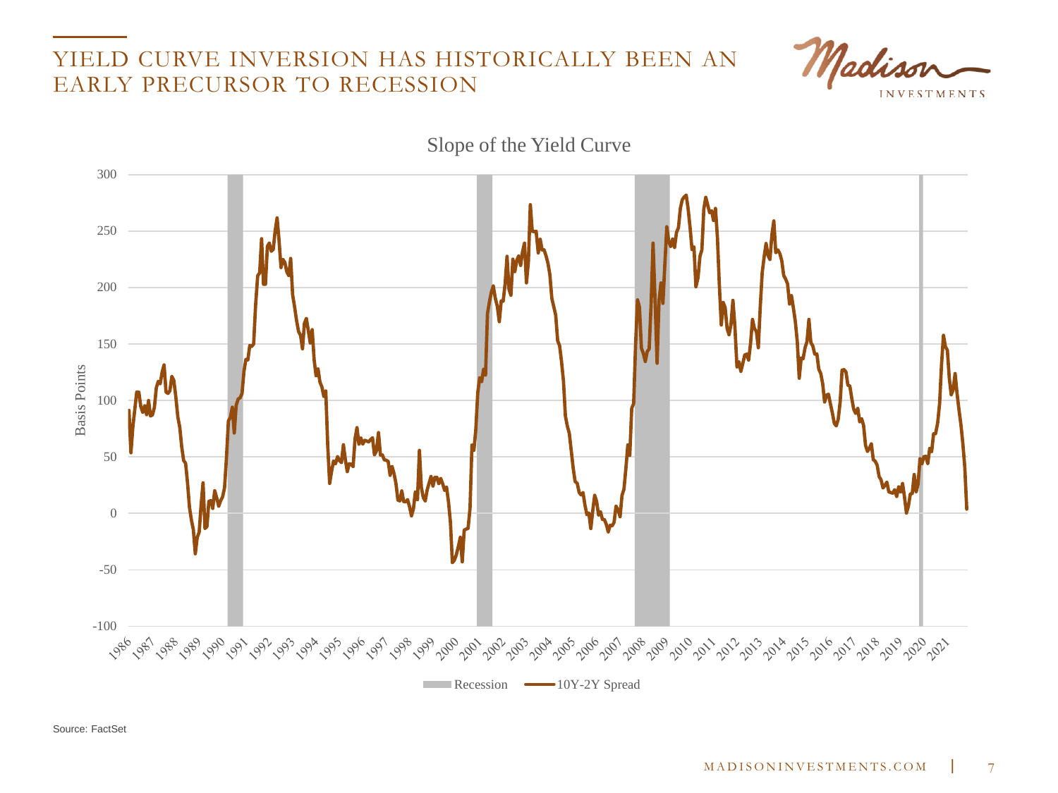# YIELD CURVE INVERSION HAS HISTORICALLY BEEN AN EARLY PRECURSOR TO RECESSION

Slope of the Yield Curve

Basis Points

300, 250, 200, 150, 100, 50, 0, -50, -100

1986, 1987, 1988, 1989, 1990, 1991, 1992, 1993, 1994, 1995, 1996, 1997, 1998, 1999, 2000, 2001, 2002, 2003, 2004, 2005, 2006, 2007, 2008, 2009, 2010, 2011, 2012, 2013, 2014, 2015, 2016, 2017, 2018, 2019, 2020, 2021

Recession | 10Y-2Y Spread

Source: FactSet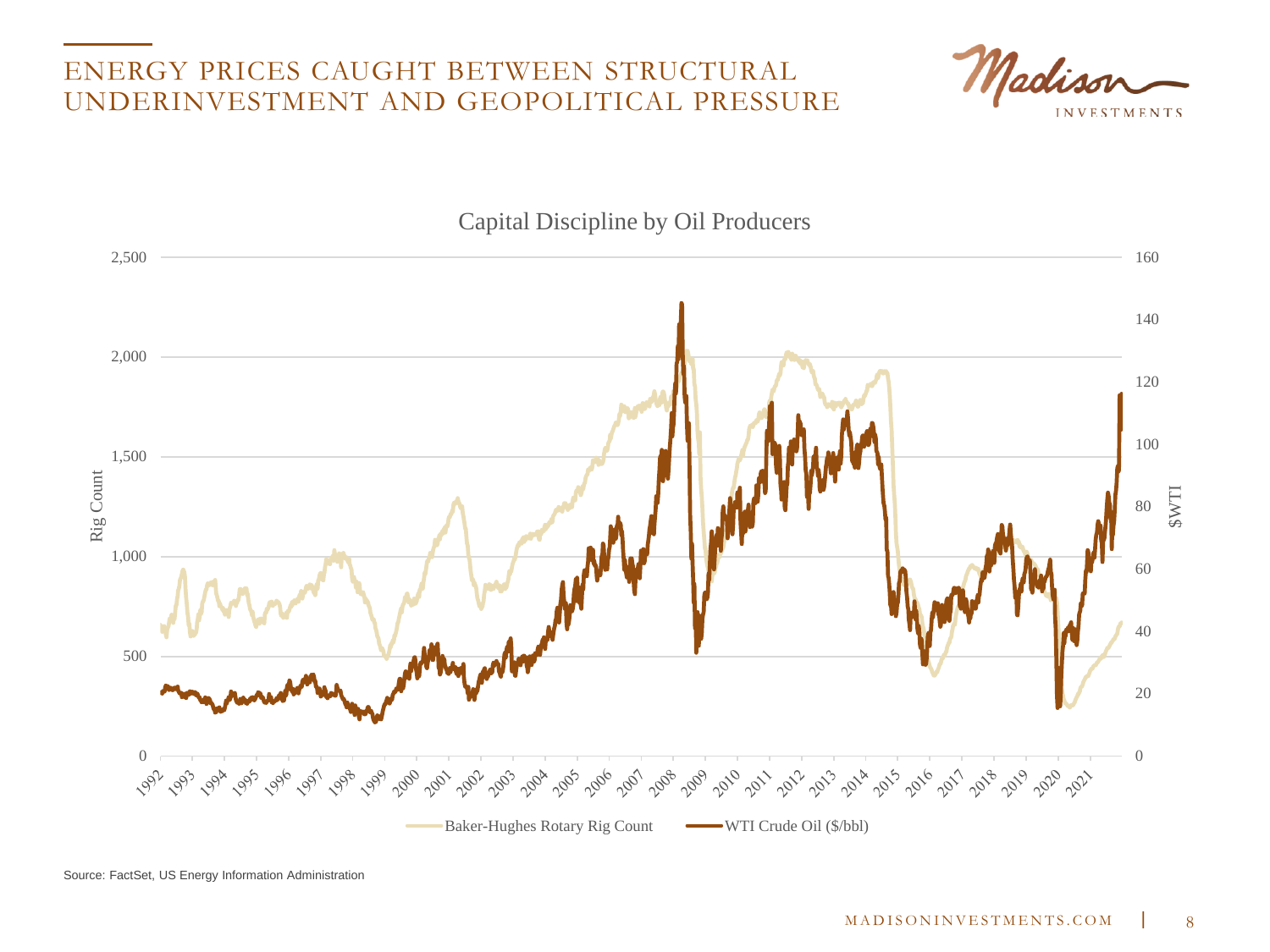# ENERGY PRICES CAUGHT BETWEEN STRUCTURAL UNDERINVESTMENT AND GEOPOLITICAL PRESSURE

Capital Discipline by Oil Producers

Baker-Hughes Rotary Rig Count | WTI Crude Oil ($/bbl)

Source: FactSet, US Energy Information Administration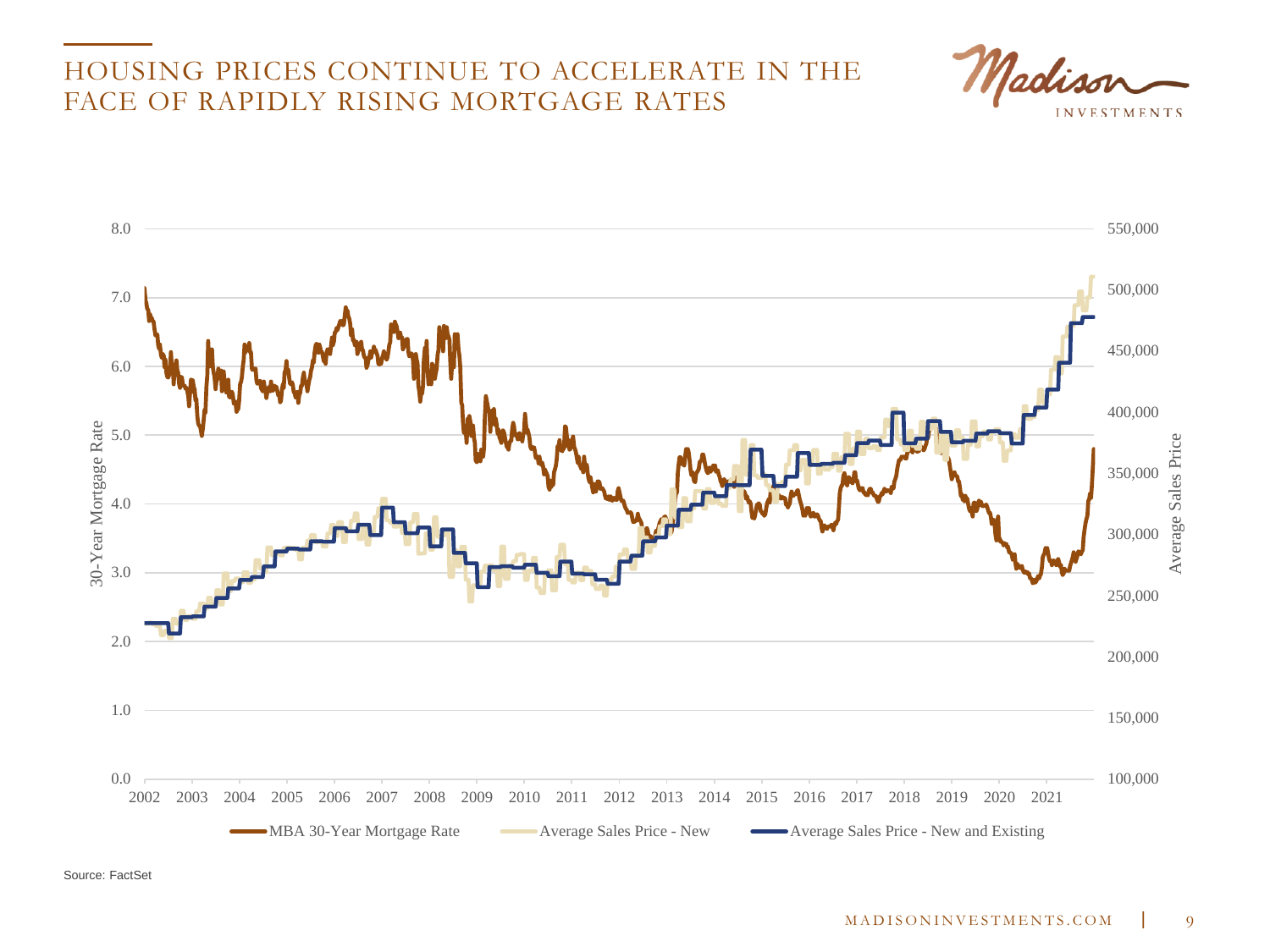# HOUSING PRICES CONTINUE TO ACCELERATE IN THE FACE OF RAPIDLY RISING MORTGAGE RATES

30-Year Mortgage Rate: 0.0, 1.0, 2.0, 3.0, 4.0, 5.0, 6.0, 7.0, 8.0

Average Sales Price: 100,000, 150,000, 200,000, 250,000, 300,000, 350,000, 400,000, 450,000, 500,000, 550,000

2002 2003 2004 2005 2006 2007 2008 2009 2010 2011 2012 2013 2014 2015 2016 2017 2018 2019 2020 2021

MBA 30-Year Mortgage Rate — Average Sales Price - New — Average Sales Price - New and Existing

Source: FactSet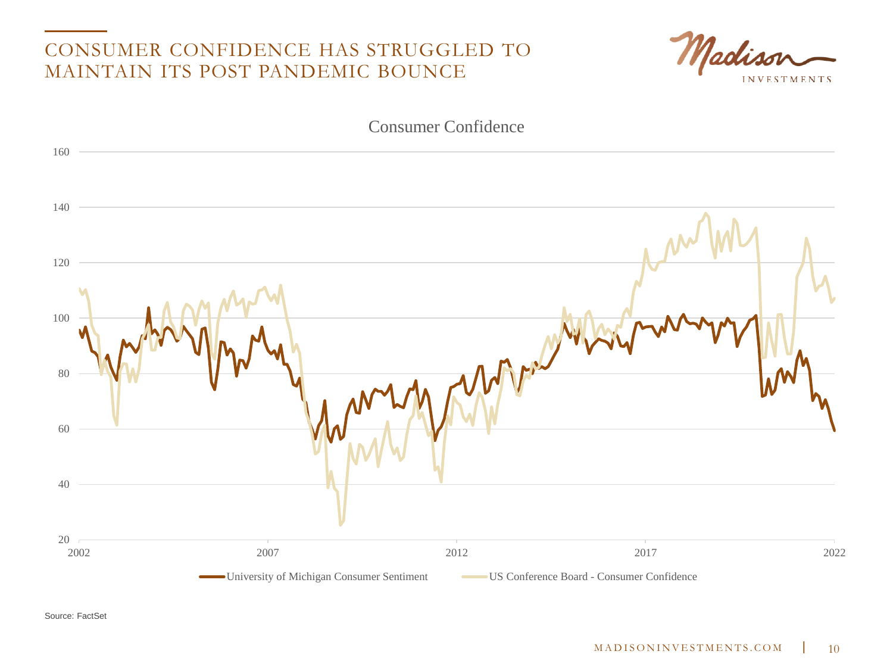# CONSUMER CONFIDENCE HAS STRUGGLED TO MAINTAIN ITS POST PANDEMIC BOUNCE

Consumer Confidence

160
140
120
100
80
60
40
20

2002 2007 2012 2017 2022

University of Michigan Consumer Sentiment
US Conference Board - Consumer Confidence

Source: FactSet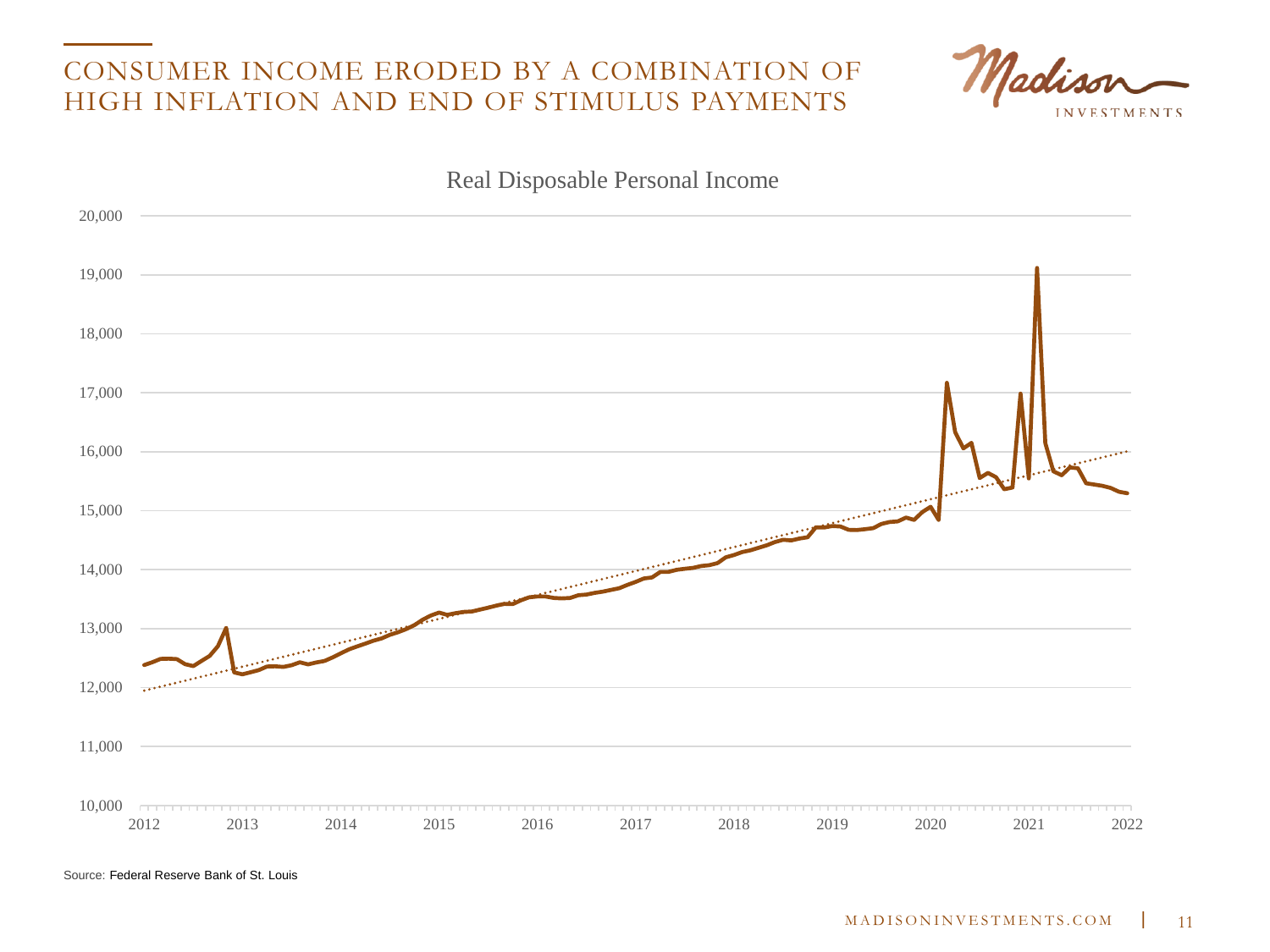# CONSUMER INCOME ERODED BY A COMBINATION OF HIGH INFLATION AND END OF STIMULUS PAYMENTS

Real Disposable Personal Income

Source: Federal Reserve Bank of St. Louis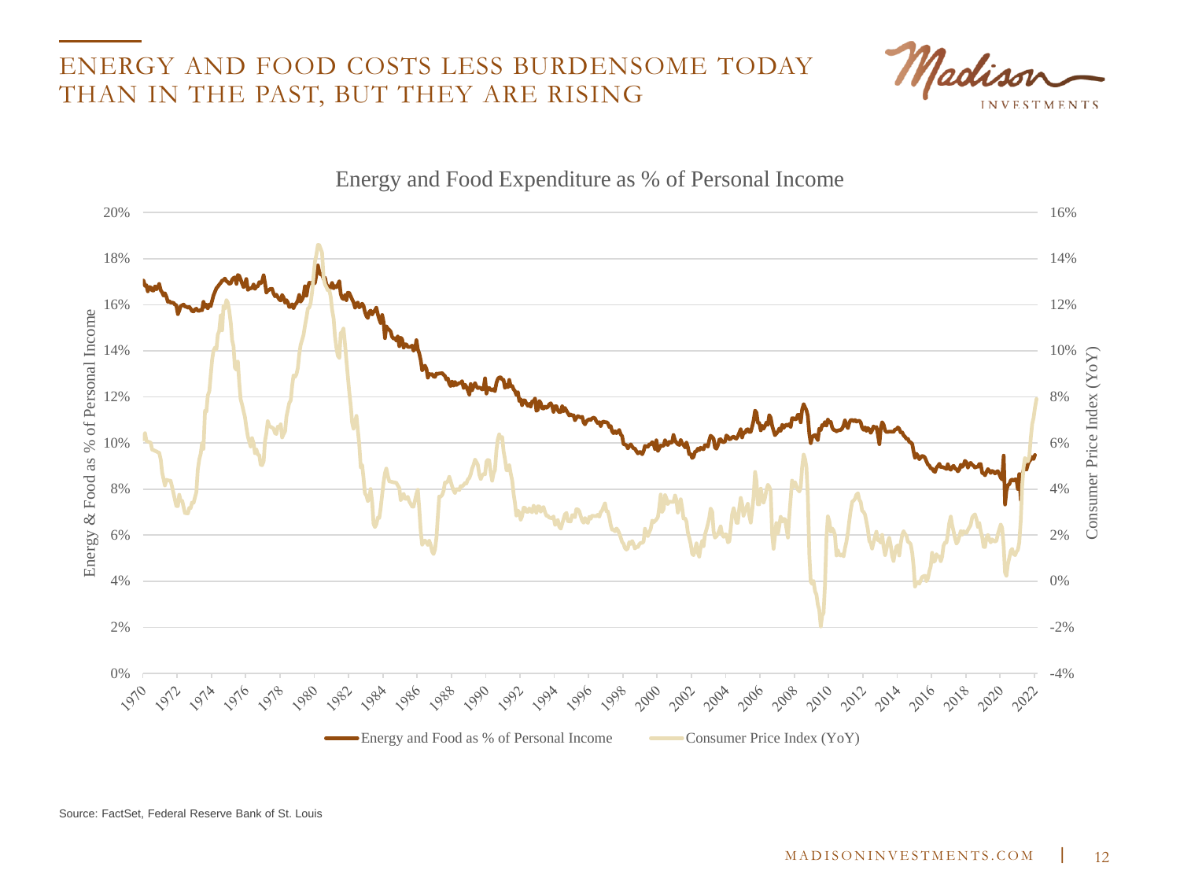# ENERGY AND FOOD COSTS LESS BURDENSOME TODAY THAN IN THE PAST, BUT THEY ARE RISING

Energy and Food Expenditure as % of Personal Income

Source: FactSet, Federal Reserve Bank of St. Louis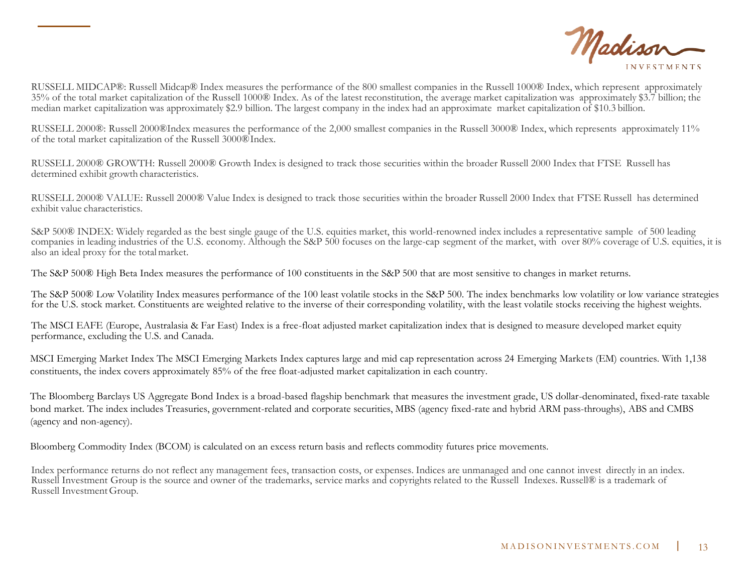RUSSELL MIDCAP®: Russell Midcap® Index measures the performance of the 800 smallest companies in the Russell 1000® Index, which represent approximately 35% of the total market capitalization of the Russell 1000® Index. As of the latest reconstitution, the average market capitalization was approximately $3.7 billion; the median market capitalization was approximately $2.9 billion. The largest company in the index had an approximate market capitalization of $10.3 billion.

RUSSELL 2000®: Russell 2000®Index measures the performance of the 2,000 smallest companies in the Russell 3000® Index, which represents approximately 11% of the total market capitalization of the Russell 3000®Index.

RUSSELL 2000® GROWTH: Russell 2000® Growth Index is designed to track those securities within the broader Russell 2000 Index that FTSE Russell has determined exhibit growth characteristics.

RUSSELL 2000® VALUE: Russell 2000® Value Index is designed to track those securities within the broader Russell 2000 Index that FTSE Russell has determined exhibit value characteristics.

S&P 500® INDEX: Widely regarded as the best single gauge of the U.S. equities market, this world-renowned index includes a representative sample of 500 leading companies in leading industries of the U.S. economy. Although the S&P 500 focuses on the large-cap segment of the market, with over 80% coverage of U.S. equities, it is also an ideal proxy for the total market.

The S&P 500® High Beta Index measures the performance of 100 constituents in the S&P 500 that are most sensitive to changes in market returns.

The S&P 500® Low Volatility Index measures performance of the 100 least volatile stocks in the S&P 500. The index benchmarks low volatility or low variance strategies for the U.S. stock market. Constituents are weighted relative to the inverse of their corresponding volatility, with the least volatile stocks receiving the highest weights.

The MSCI EAFE (Europe, Australasia & Far East) Index is a free-float adjusted market capitalization index that is designed to measure developed market equity performance, excluding the U.S. and Canada.

MSCI Emerging Market Index The MSCI Emerging Markets Index captures large and mid cap representation across 24 Emerging Markets (EM) countries. With 1,138 constituents, the index covers approximately 85% of the free float-adjusted market capitalization in each country.

The Bloomberg Barclays US Aggregate Bond Index is a broad-based flagship benchmark that measures the investment grade, US dollar-denominated, fixed-rate taxable bond market. The index includes Treasuries, government-related and corporate securities, MBS (agency fixed-rate and hybrid ARM pass-throughs), ABS and CMBS (agency and non-agency).

Bloomberg Commodity Index (BCOM) is calculated on an excess return basis and reflects commodity futures price movements.

Index performance returns do not reflect any management fees, transaction costs, or expenses. Indices are unmanaged and one cannot invest directly in an index. Russell Investment Group is the source and owner of the trademarks, service marks and copyrights related to the Russell Indexes. Russell® is a trademark of Russell Investment Group.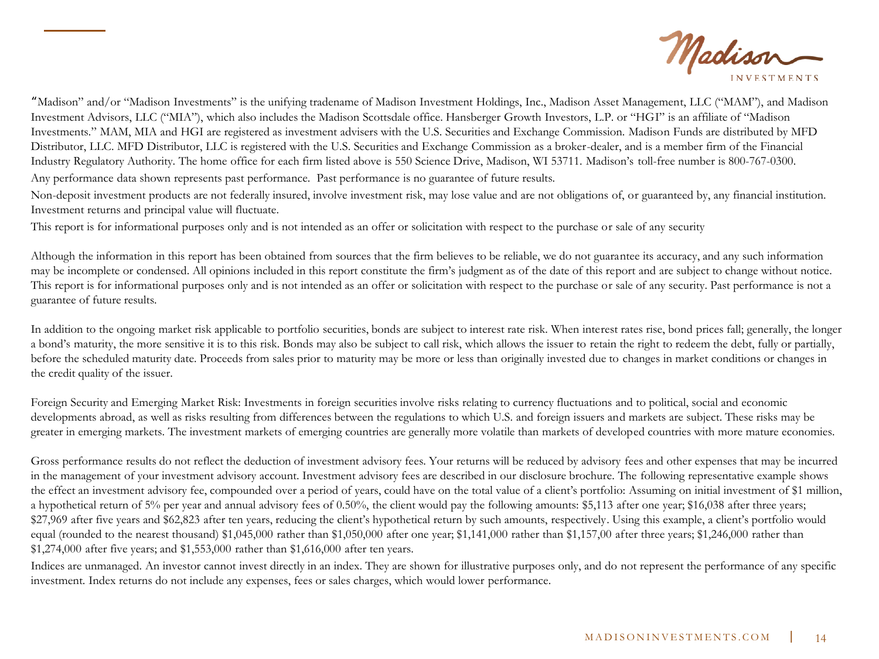"Madison" and/or "Madison Investments" is the unifying tradename of Madison Investment Holdings, Inc., Madison Asset Management, LLC ("MAM"), and Madison Investment Advisors, LLC ("MIA"), which also includes the Madison Scottsdale office. Hansberger Growth Investors, L.P. or "HGI" is an affiliate of "Madison Investments." MAM, MIA and HGI are registered as investment advisers with the U.S. Securities and Exchange Commission. Madison Funds are distributed by MFD Distributor, LLC. MFD Distributor, LLC is registered with the U.S. Securities and Exchange Commission as a broker-dealer, and is a member firm of the Financial Industry Regulatory Authority. The home office for each firm listed above is 550 Science Drive, Madison, WI 53711. Madison's toll-free number is 800-767-0300.

Any performance data shown represents past performance. Past performance is no guarantee of future results.

Non-deposit investment products are not federally insured, involve investment risk, may lose value and are not obligations of, or guaranteed by, any financial institution. Investment returns and principal value will fluctuate.

This report is for informational purposes only and is not intended as an offer or solicitation with respect to the purchase or sale of any security

Although the information in this report has been obtained from sources that the firm believes to be reliable, we do not guarantee its accuracy, and any such information may be incomplete or condensed. All opinions included in this report constitute the firm's judgment as of the date of this report and are subject to change without notice. This report is for informational purposes only and is not intended as an offer or solicitation with respect to the purchase or sale of any security. Past performance is not a guarantee of future results.

In addition to the ongoing market risk applicable to portfolio securities, bonds are subject to interest rate risk. When interest rates rise, bond prices fall; generally, the longer a bond's maturity, the more sensitive it is to this risk. Bonds may also be subject to call risk, which allows the issuer to retain the right to redeem the debt, fully or partially, before the scheduled maturity date. Proceeds from sales prior to maturity may be more or less than originally invested due to changes in market conditions or changes in the credit quality of the issuer.

Foreign Security and Emerging Market Risk: Investments in foreign securities involve risks relating to currency fluctuations and to political, social and economic developments abroad, as well as risks resulting from differences between the regulations to which U.S. and foreign issuers and markets are subject. These risks may be greater in emerging markets. The investment markets of emerging countries are generally more volatile than markets of developed countries with more mature economies.

Gross performance results do not reflect the deduction of investment advisory fees. Your returns will be reduced by advisory fees and other expenses that may be incurred in the management of your investment advisory account. Investment advisory fees are described in our disclosure brochure. The following representative example shows the effect an investment advisory fee, compounded over a period of years, could have on the total value of a client's portfolio: Assuming on initial investment of $1 million, a hypothetical return of 5% per year and annual advisory fees of 0.50%, the client would pay the following amounts: $5,113 after one year; $16,038 after three years; $27,969 after five years and $62,823 after ten years, reducing the client's hypothetical return by such amounts, respectively. Using this example, a client's portfolio would equal (rounded to the nearest thousand) $1,045,000 rather than $1,050,000 after one year; $1,141,000 rather than $1,157,00 after three years; $1,246,000 rather than $1,274,000 after five years; and $1,553,000 rather than $1,616,000 after ten years.

Indices are unmanaged. An investor cannot invest directly in an index. They are shown for illustrative purposes only, and do not represent the performance of any specific investment. Index returns do not include any expenses, fees or sales charges, which would lower performance.